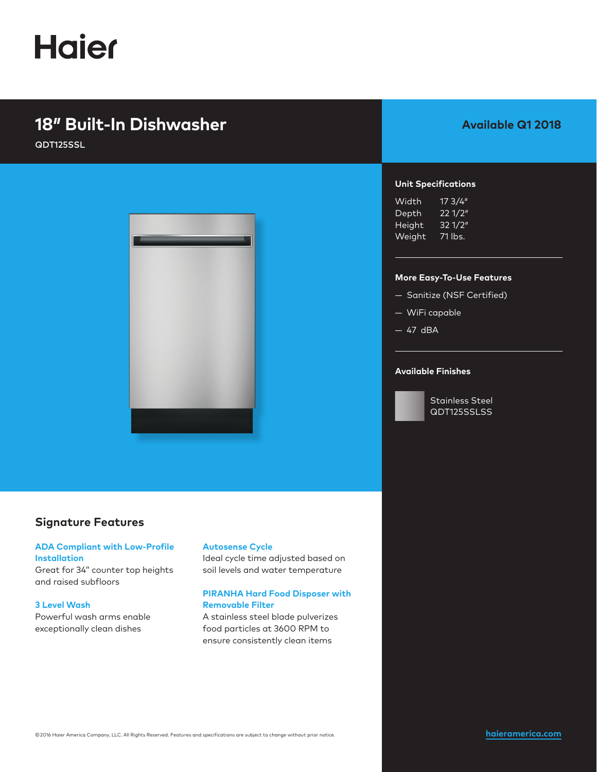# Haier

## 18″ Built-In Dishwasher

QDT125SSL

**Available Q1 2018**

### Unit Specifications

| | |
|---|---|
| Width | 17 3/4″ |
| Depth | 22 1/2″ |
| Height | 32 1/2″ |
| Weight | 71 lbs. |

### More Easy-To-Use Features

- Sanitize (NSF Certified)
- WiFi capable
- 47 dBA

### Available Finishes

Stainless Steel
QDT125SSLSS

## Signature Features

**ADA Compliant with Low-Profile Installation**
Great for 34″ counter top heights and raised subfloors

**3 Level Wash**
Powerful wash arms enable exceptionally clean dishes

**Autosense Cycle**
Ideal cycle time adjusted based on soil levels and water temperature

**PIRANHA Hard Food Disposer with Removable Filter**
A stainless steel blade pulverizes food particles at 3600 RPM to ensure consistently clean items

©2016 Haier America Company, LLC. All Rights Reserved. Features and specifications are subject to change without prior notice.

haieramerica.com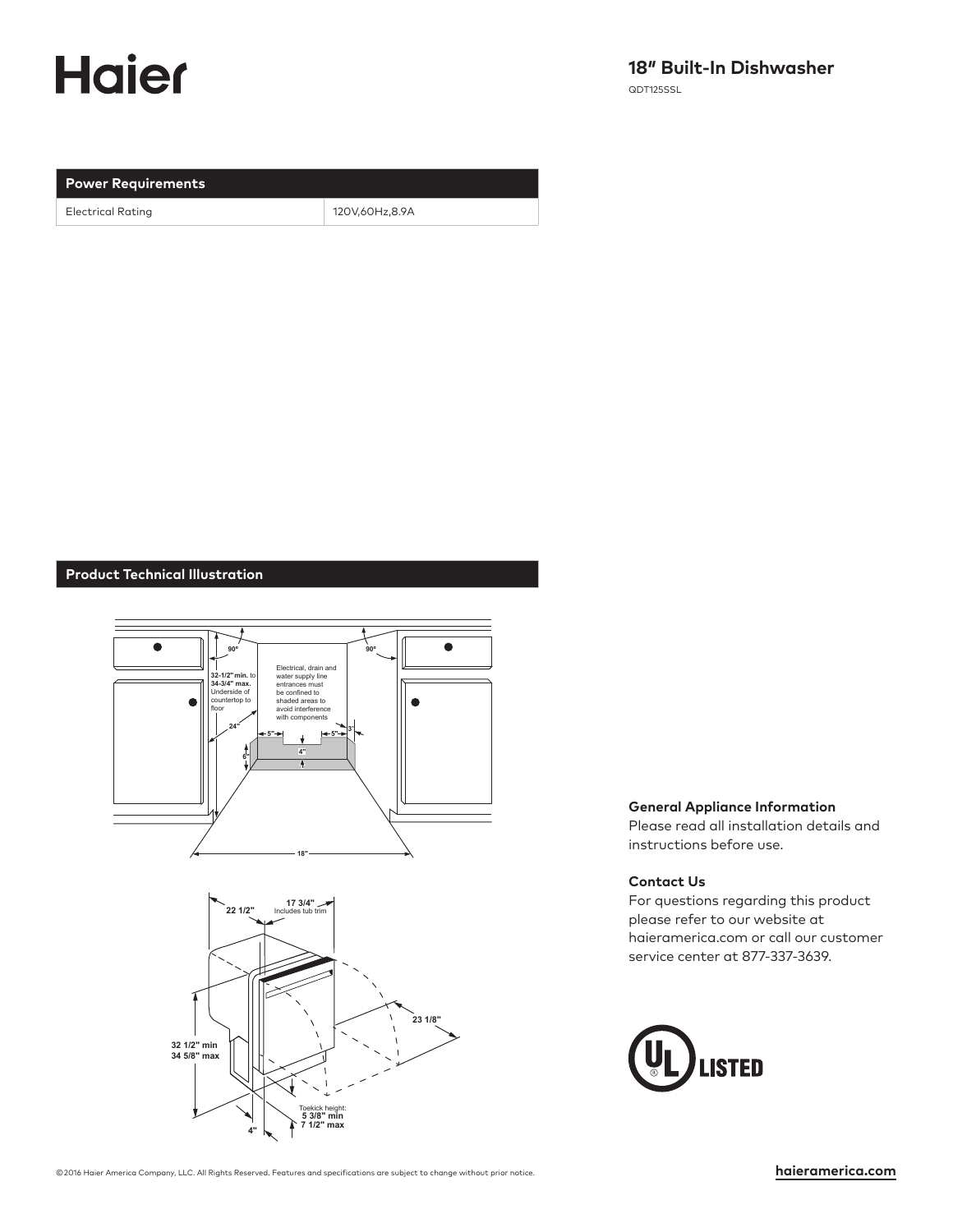Haier

# 18″ Built-In Dishwasher

QDT125SSL

| Power Requirements | |
|---|---|
| Electrical Rating | 120V,60Hz,8.9A |

## Product Technical Illustration

90°

90°

32-1/2" min. to 34-3/4" max. Underside of countertop to floor

Electrical, drain and water supply line entrances must be confined to shaded areas to avoid interference with components

24"

5"

5"

3"

6"

4"

18"

22 1/2"

17 3/4" Includes tub trim

23 1/8"

32 1/2" min 34 5/8" max

Toekick height: 5 3/8" min 7 1/2" max

4"

### General Appliance Information

Please read all installation details and instructions before use.

### Contact Us

For questions regarding this product please refer to our website at haieramerica.com or call our customer service center at 877-337-3639.

UL LISTED

©2016 Haier America Company, LLC. All Rights Reserved. Features and specifications are subject to change without prior notice.

haieramerica.com